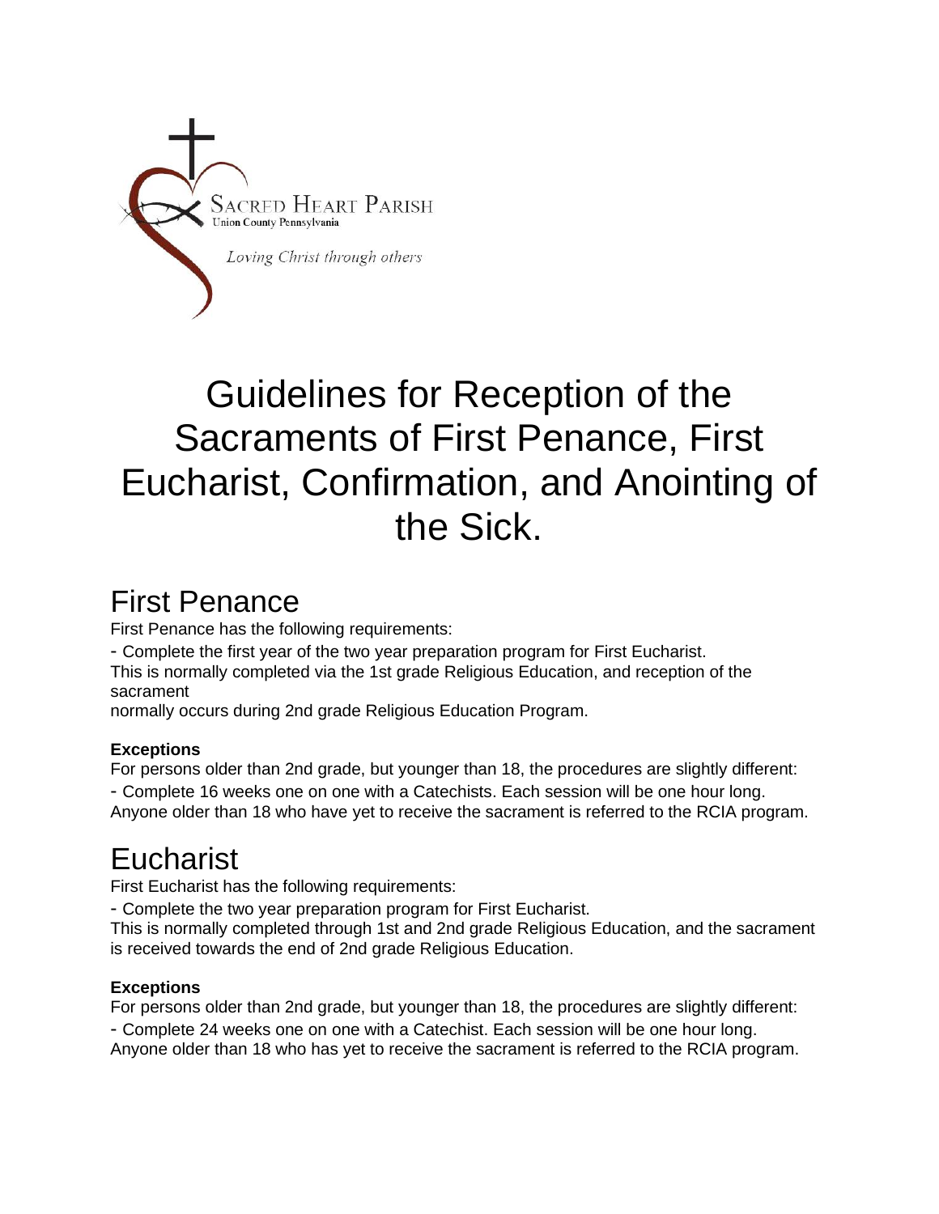Sacred Heart Parish
Union County Pennsylvania

*Loving Christ through others*

# Guidelines for Reception of the Sacraments of First Penance, First Eucharist, Confirmation, and Anointing of the Sick.

## First Penance

First Penance has the following requirements:

- Complete the first year of the two year preparation program for First Eucharist.

This is normally completed via the 1st grade Religious Education, and reception of the sacrament
normally occurs during 2nd grade Religious Education Program.

**Exceptions**

For persons older than 2nd grade, but younger than 18, the procedures are slightly different:

- Complete 16 weeks one on one with a Catechists. Each session will be one hour long.

Anyone older than 18 who have yet to receive the sacrament is referred to the RCIA program.

## Eucharist

First Eucharist has the following requirements:

- Complete the two year preparation program for First Eucharist.

This is normally completed through 1st and 2nd grade Religious Education, and the sacrament is received towards the end of 2nd grade Religious Education.

**Exceptions**

For persons older than 2nd grade, but younger than 18, the procedures are slightly different:

- Complete 24 weeks one on one with a Catechist. Each session will be one hour long.

Anyone older than 18 who has yet to receive the sacrament is referred to the RCIA program.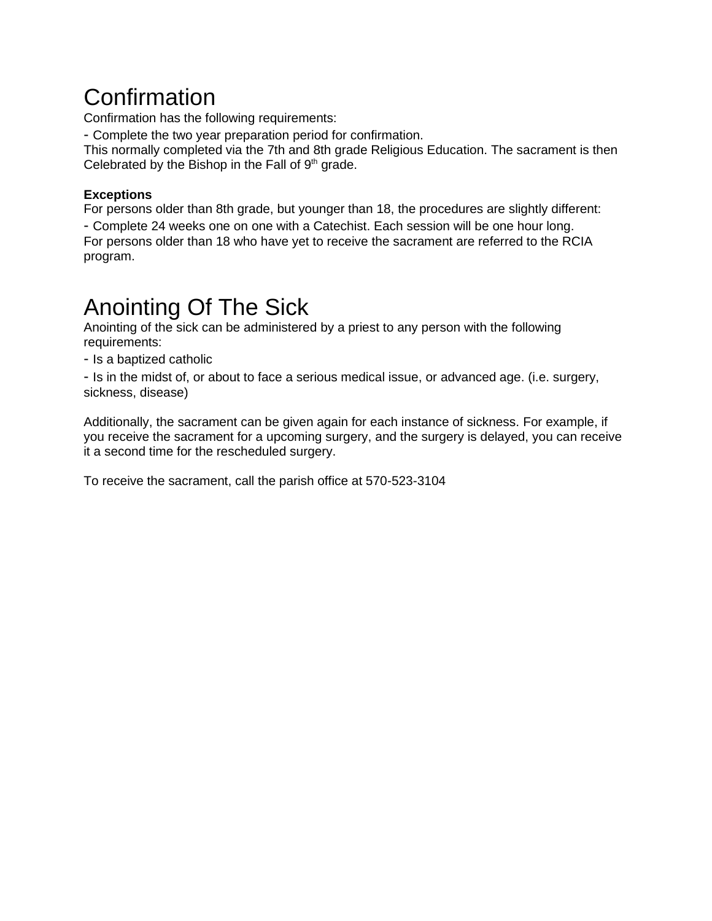# Confirmation

Confirmation has the following requirements:

- Complete the two year preparation period for confirmation.

This normally completed via the 7th and 8th grade Religious Education. The sacrament is then Celebrated by the Bishop in the Fall of 9th grade.

**Exceptions**

For persons older than 8th grade, but younger than 18, the procedures are slightly different:

- Complete 24 weeks one on one with a Catechist. Each session will be one hour long.

For persons older than 18 who have yet to receive the sacrament are referred to the RCIA program.

# Anointing Of The Sick

Anointing of the sick can be administered by a priest to any person with the following requirements:

- Is a baptized catholic
- Is in the midst of, or about to face a serious medical issue, or advanced age. (i.e. surgery, sickness, disease)

Additionally, the sacrament can be given again for each instance of sickness. For example, if you receive the sacrament for a upcoming surgery, and the surgery is delayed, you can receive it a second time for the rescheduled surgery.

To receive the sacrament, call the parish office at 570-523-3104